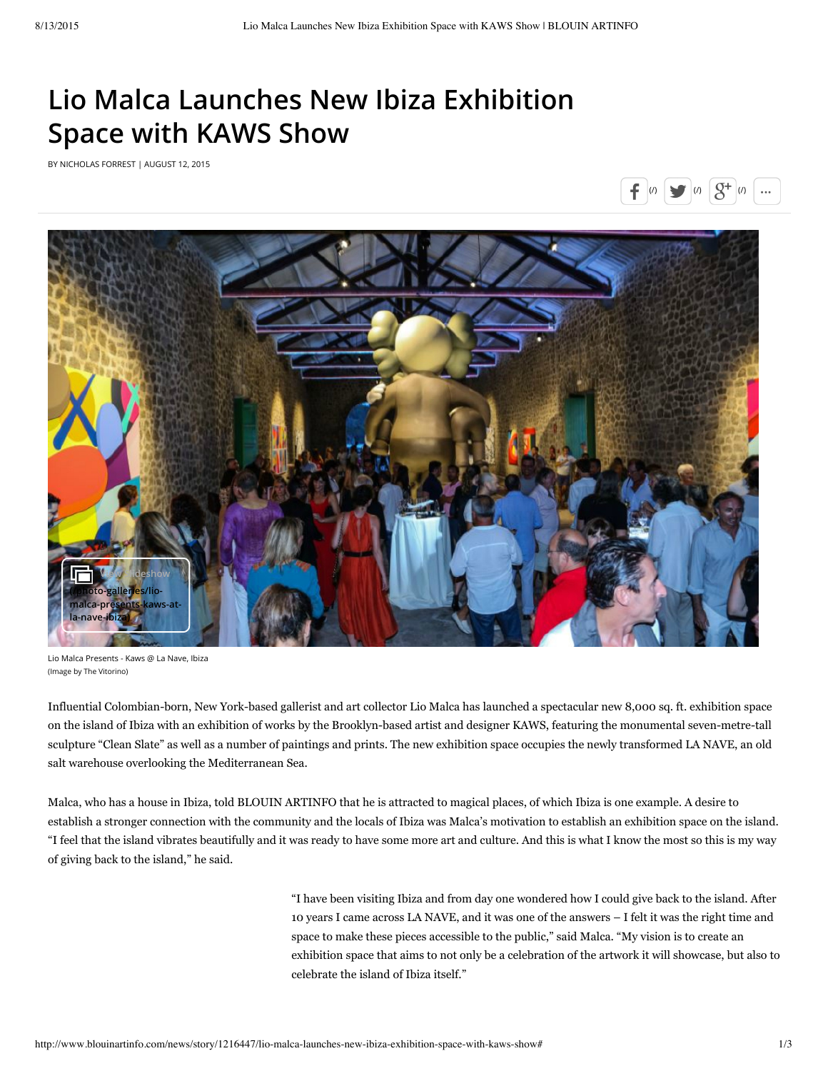# Lio Malca Launches New Ibiza Exhibition Space with KAWS Show

BY NICHOLAS FORREST | AUGUST 12, 2015

Lio Malca Presents - Kaws @ La Nave, Ibiza
(Image by The Vitorino)

Influential Colombian-born, New York-based gallerist and art collector Lio Malca has launched a spectacular new 8,000 sq. ft. exhibition space on the island of Ibiza with an exhibition of works by the Brooklyn-based artist and designer KAWS, featuring the monumental seven-metre-tall sculpture "Clean Slate" as well as a number of paintings and prints. The new exhibition space occupies the newly transformed LA NAVE, an old salt warehouse overlooking the Mediterranean Sea.

Malca, who has a house in Ibiza, told BLOUIN ARTINFO that he is attracted to magical places, of which Ibiza is one example. A desire to establish a stronger connection with the community and the locals of Ibiza was Malca's motivation to establish an exhibition space on the island. "I feel that the island vibrates beautifully and it was ready to have some more art and culture. And this is what I know the most so this is my way of giving back to the island," he said.

"I have been visiting Ibiza and from day one wondered how I could give back to the island. After 10 years I came across LA NAVE, and it was one of the answers – I felt it was the right time and space to make these pieces accessible to the public," said Malca. "My vision is to create an exhibition space that aims to not only be a celebration of the artwork it will showcase, but also to celebrate the island of Ibiza itself."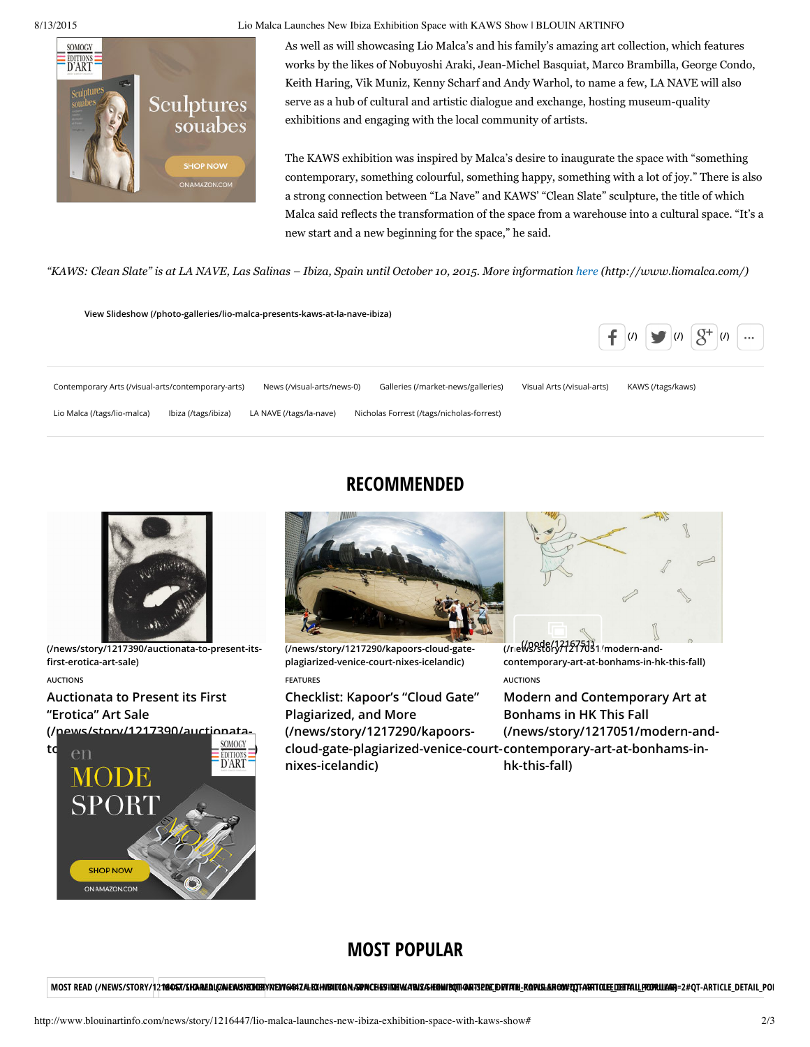As well as will showcasing Lio Malca's and his family's amazing art collection, which features works by the likes of Nobuyoshi Araki, Jean-Michel Basquiat, Marco Brambilla, George Condo, Keith Haring, Vik Muniz, Kenny Scharf and Andy Warhol, to name a few, LA NAVE will also serve as a hub of cultural and artistic dialogue and exchange, hosting museum-quality exhibitions and engaging with the local community of artists.

The KAWS exhibition was inspired by Malca's desire to inaugurate the space with "something contemporary, something colourful, something happy, something with a lot of joy." There is also a strong connection between "La Nave" and KAWS' "Clean Slate" sculpture, the title of which Malca said reflects the transformation of the space from a warehouse into a cultural space. "It's a new start and a new beginning for the space," he said.

*"KAWS: Clean Slate" is at LA NAVE, Las Salinas – Ibiza, Spain until October 10, 2015. More information here (http://www.liomalca.com/)*

View Slideshow (/photo-galleries/lio-malca-presents-kaws-at-la-nave-ibiza)

Contemporary Arts (/visual-arts/contemporary-arts) News (/visual-arts/news-0) Galleries (/market-news/galleries) Visual Arts (/visual-arts) KAWS (/tags/kaws) Lio Malca (/tags/lio-malca) Ibiza (/tags/ibiza) LA NAVE (/tags/la-nave) Nicholas Forrest (/tags/nicholas-forrest)

## RECOMMENDED

(/news/story/1217390/auctionata-to-present-its-first-erotica-art-sale)

AUCTIONS

**Auctionata to Present its First "Erotica" Art Sale (/news/story/1217390/auctionata-to-present-its-first-erotica-art-sale)**

(/news/story/1217290/kapoors-cloud-gate-plagiarized-venice-court-nixes-icelandic)

FEATURES

**Checklist: Kapoor's "Cloud Gate" Plagiarized, and More (/news/story/1217290/kapoors-cloud-gate-plagiarized-venice-court-nixes-icelandic)**

(/node/1216751) (/news/story/1217051/modern-and-contemporary-art-at-bonhams-in-hk-this-fall)

AUCTIONS

**Modern and Contemporary Art at Bonhams in HK This Fall (/news/story/1217051/modern-and-contemporary-art-at-bonhams-in-hk-this-fall)**

## MOST POPULAR

MOST READ (/NEWS/STORY/1216447/LIO-MALCA-LAUNCHES-NEW-IBIZA-EXHIBITION-SPACE-WITH-KAWS-SHOW?QT-ARTICLE_DETAIL_POPULAR=2#QT-ARTICLE_DETAIL_POPULAR)